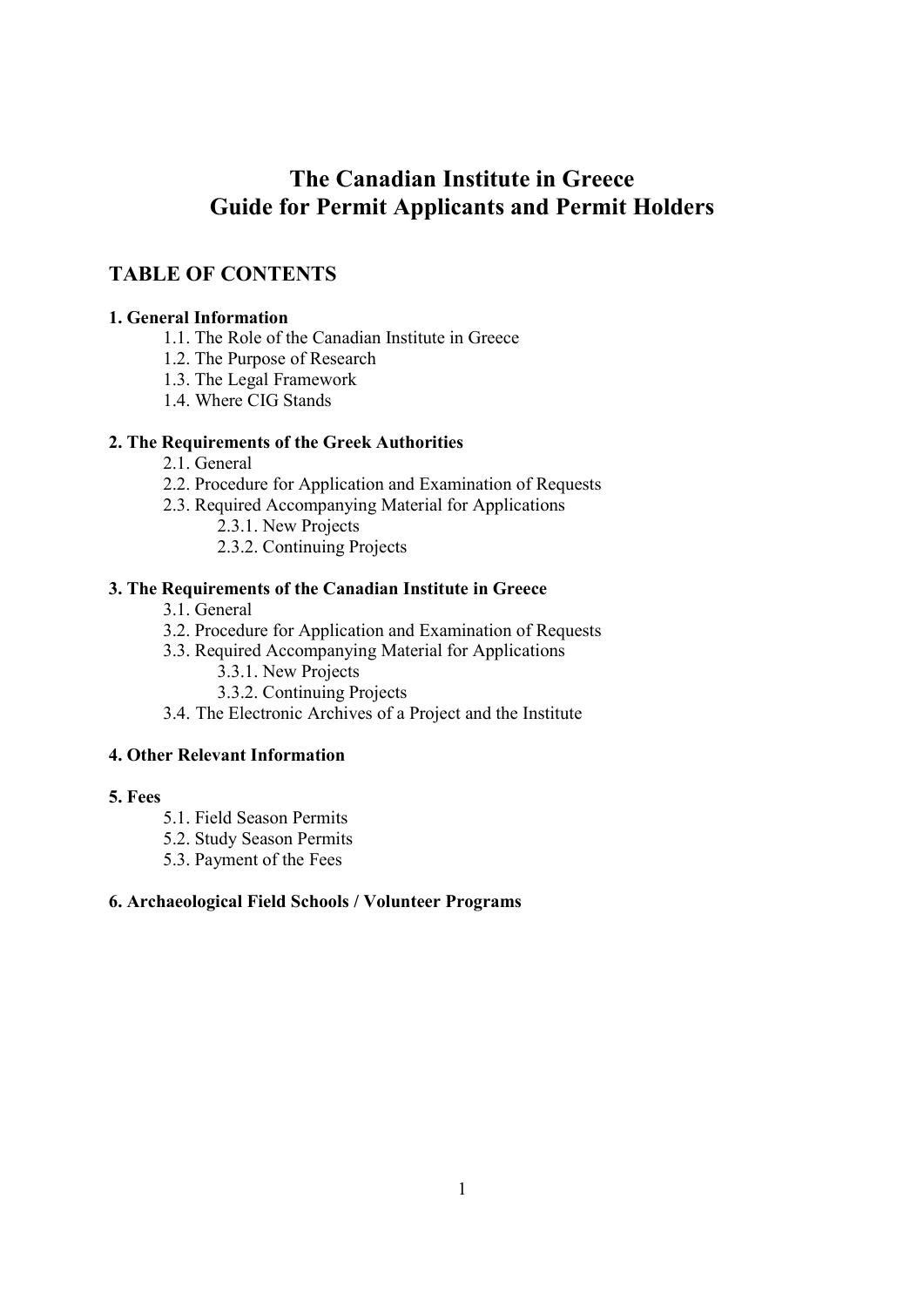# The Canadian Institute in Greece
# Guide for Permit Applicants and Permit Holders

## TABLE OF CONTENTS

**1. General Information**

- 1.1. The Role of the Canadian Institute in Greece
- 1.2. The Purpose of Research
- 1.3. The Legal Framework
- 1.4. Where CIG Stands

**2. The Requirements of the Greek Authorities**

- 2.1. General
- 2.2. Procedure for Application and Examination of Requests
- 2.3. Required Accompanying Material for Applications
  - 2.3.1. New Projects
  - 2.3.2. Continuing Projects

**3. The Requirements of the Canadian Institute in Greece**

- 3.1. General
- 3.2. Procedure for Application and Examination of Requests
- 3.3. Required Accompanying Material for Applications
  - 3.3.1. New Projects
  - 3.3.2. Continuing Projects
- 3.4. The Electronic Archives of a Project and the Institute

**4. Other Relevant Information**

**5. Fees**

- 5.1. Field Season Permits
- 5.2. Study Season Permits
- 5.3. Payment of the Fees

**6. Archaeological Field Schools / Volunteer Programs**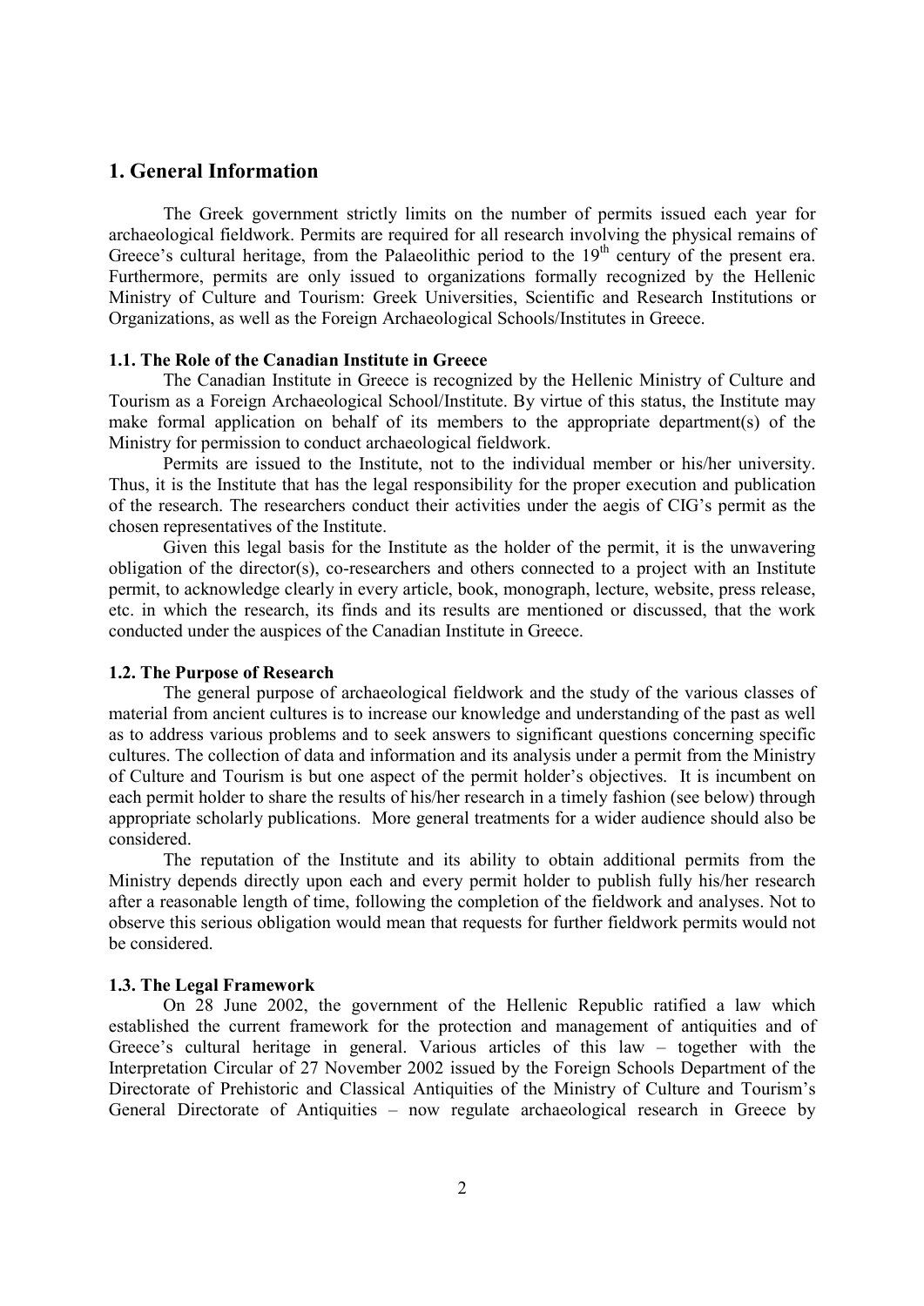# 1. General Information

The Greek government strictly limits on the number of permits issued each year for archaeological fieldwork. Permits are required for all research involving the physical remains of Greece's cultural heritage, from the Palaeolithic period to the 19th century of the present era. Furthermore, permits are only issued to organizations formally recognized by the Hellenic Ministry of Culture and Tourism: Greek Universities, Scientific and Research Institutions or Organizations, as well as the Foreign Archaeological Schools/Institutes in Greece.

### 1.1. The Role of the Canadian Institute in Greece

The Canadian Institute in Greece is recognized by the Hellenic Ministry of Culture and Tourism as a Foreign Archaeological School/Institute. By virtue of this status, the Institute may make formal application on behalf of its members to the appropriate department(s) of the Ministry for permission to conduct archaeological fieldwork.

Permits are issued to the Institute, not to the individual member or his/her university. Thus, it is the Institute that has the legal responsibility for the proper execution and publication of the research. The researchers conduct their activities under the aegis of CIG's permit as the chosen representatives of the Institute.

Given this legal basis for the Institute as the holder of the permit, it is the unwavering obligation of the director(s), co-researchers and others connected to a project with an Institute permit, to acknowledge clearly in every article, book, monograph, lecture, website, press release, etc. in which the research, its finds and its results are mentioned or discussed, that the work conducted under the auspices of the Canadian Institute in Greece.

### 1.2. The Purpose of Research

The general purpose of archaeological fieldwork and the study of the various classes of material from ancient cultures is to increase our knowledge and understanding of the past as well as to address various problems and to seek answers to significant questions concerning specific cultures. The collection of data and information and its analysis under a permit from the Ministry of Culture and Tourism is but one aspect of the permit holder's objectives. It is incumbent on each permit holder to share the results of his/her research in a timely fashion (see below) through appropriate scholarly publications. More general treatments for a wider audience should also be considered.

The reputation of the Institute and its ability to obtain additional permits from the Ministry depends directly upon each and every permit holder to publish fully his/her research after a reasonable length of time, following the completion of the fieldwork and analyses. Not to observe this serious obligation would mean that requests for further fieldwork permits would not be considered.

### 1.3. The Legal Framework

On 28 June 2002, the government of the Hellenic Republic ratified a law which established the current framework for the protection and management of antiquities and of Greece's cultural heritage in general. Various articles of this law – together with the Interpretation Circular of 27 November 2002 issued by the Foreign Schools Department of the Directorate of Prehistoric and Classical Antiquities of the Ministry of Culture and Tourism's General Directorate of Antiquities – now regulate archaeological research in Greece by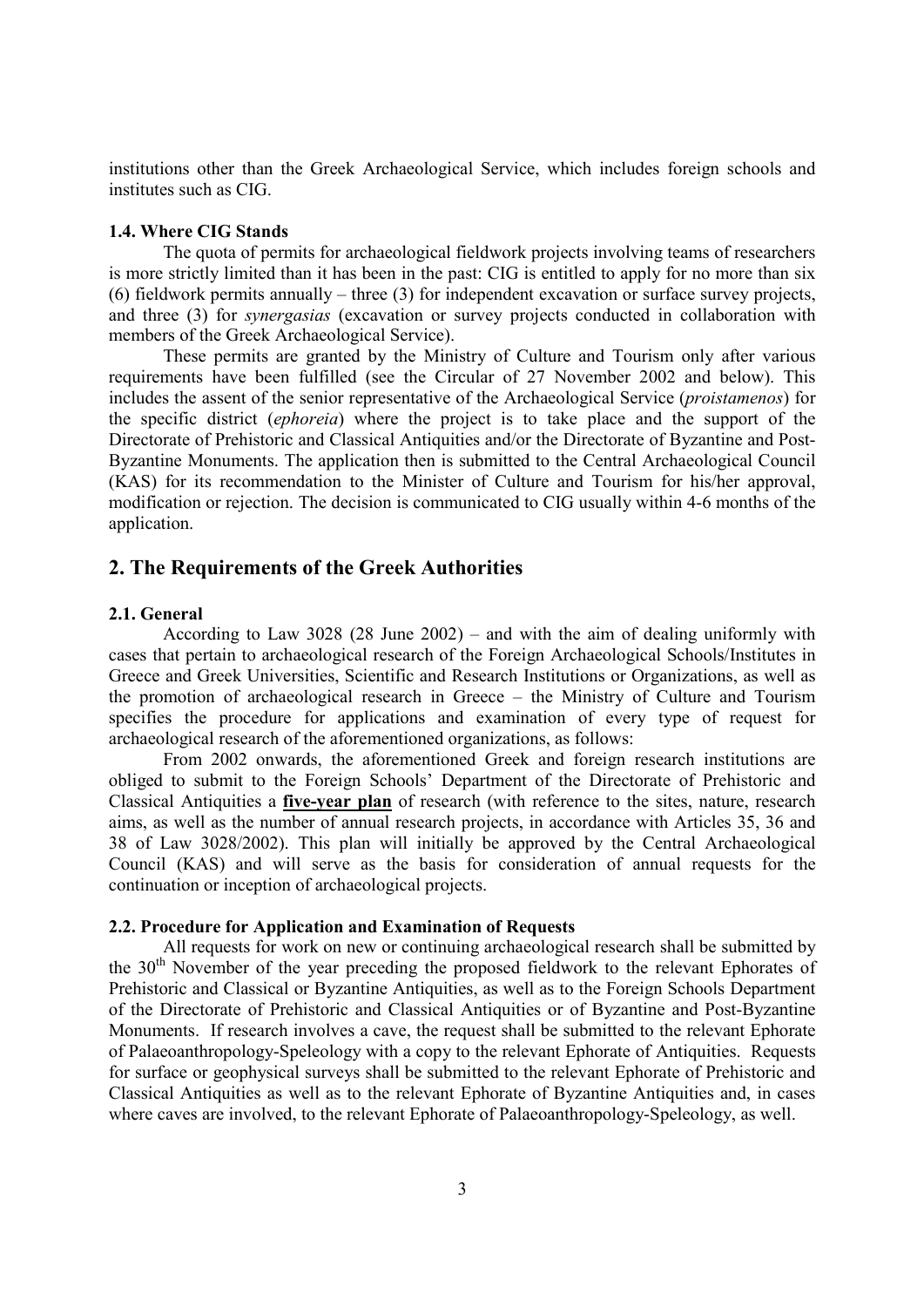institutions other than the Greek Archaeological Service, which includes foreign schools and institutes such as CIG.

### 1.4. Where CIG Stands

The quota of permits for archaeological fieldwork projects involving teams of researchers is more strictly limited than it has been in the past: CIG is entitled to apply for no more than six (6) fieldwork permits annually – three (3) for independent excavation or surface survey projects, and three (3) for *synergasias* (excavation or survey projects conducted in collaboration with members of the Greek Archaeological Service).

These permits are granted by the Ministry of Culture and Tourism only after various requirements have been fulfilled (see the Circular of 27 November 2002 and below). This includes the assent of the senior representative of the Archaeological Service (*proistamenos*) for the specific district (*ephoreia*) where the project is to take place and the support of the Directorate of Prehistoric and Classical Antiquities and/or the Directorate of Byzantine and Post-Byzantine Monuments. The application then is submitted to the Central Archaeological Council (KAS) for its recommendation to the Minister of Culture and Tourism for his/her approval, modification or rejection. The decision is communicated to CIG usually within 4-6 months of the application.

## 2. The Requirements of the Greek Authorities

### 2.1. General

According to Law 3028 (28 June 2002) – and with the aim of dealing uniformly with cases that pertain to archaeological research of the Foreign Archaeological Schools/Institutes in Greece and Greek Universities, Scientific and Research Institutions or Organizations, as well as the promotion of archaeological research in Greece – the Ministry of Culture and Tourism specifies the procedure for applications and examination of every type of request for archaeological research of the aforementioned organizations, as follows:

From 2002 onwards, the aforementioned Greek and foreign research institutions are obliged to submit to the Foreign Schools' Department of the Directorate of Prehistoric and Classical Antiquities a **five-year plan** of research (with reference to the sites, nature, research aims, as well as the number of annual research projects, in accordance with Articles 35, 36 and 38 of Law 3028/2002). This plan will initially be approved by the Central Archaeological Council (KAS) and will serve as the basis for consideration of annual requests for the continuation or inception of archaeological projects.

### 2.2. Procedure for Application and Examination of Requests

All requests for work on new or continuing archaeological research shall be submitted by the 30th November of the year preceding the proposed fieldwork to the relevant Ephorates of Prehistoric and Classical or Byzantine Antiquities, as well as to the Foreign Schools Department of the Directorate of Prehistoric and Classical Antiquities or of Byzantine and Post-Byzantine Monuments. If research involves a cave, the request shall be submitted to the relevant Ephorate of Palaeoanthropology-Speleology with a copy to the relevant Ephorate of Antiquities. Requests for surface or geophysical surveys shall be submitted to the relevant Ephorate of Prehistoric and Classical Antiquities as well as to the relevant Ephorate of Byzantine Antiquities and, in cases where caves are involved, to the relevant Ephorate of Palaeoanthropology-Speleology, as well.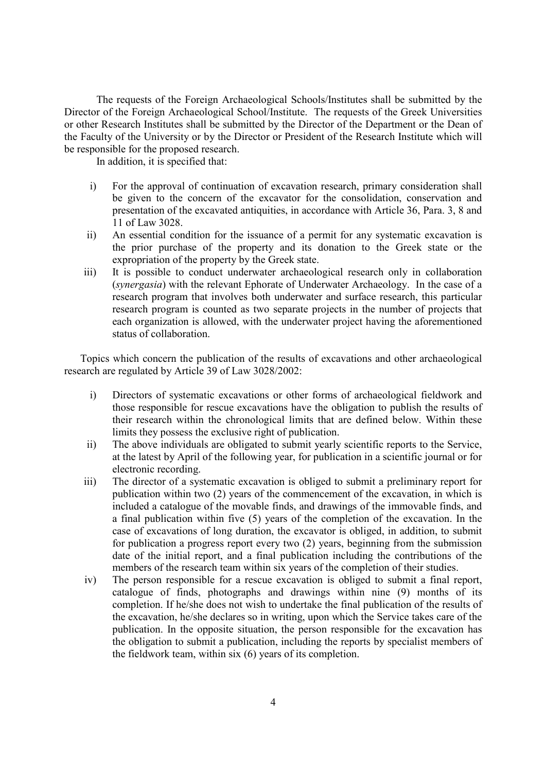The requests of the Foreign Archaeological Schools/Institutes shall be submitted by the Director of the Foreign Archaeological School/Institute. The requests of the Greek Universities or other Research Institutes shall be submitted by the Director of the Department or the Dean of the Faculty of the University or by the Director or President of the Research Institute which will be responsible for the proposed research.

In addition, it is specified that:

i) For the approval of continuation of excavation research, primary consideration shall be given to the concern of the excavator for the consolidation, conservation and presentation of the excavated antiquities, in accordance with Article 36, Para. 3, 8 and 11 of Law 3028.

ii) An essential condition for the issuance of a permit for any systematic excavation is the prior purchase of the property and its donation to the Greek state or the expropriation of the property by the Greek state.

iii) It is possible to conduct underwater archaeological research only in collaboration (*synergasia*) with the relevant Ephorate of Underwater Archaeology. In the case of a research program that involves both underwater and surface research, this particular research program is counted as two separate projects in the number of projects that each organization is allowed, with the underwater project having the aforementioned status of collaboration.

Topics which concern the publication of the results of excavations and other archaeological research are regulated by Article 39 of Law 3028/2002:

i) Directors of systematic excavations or other forms of archaeological fieldwork and those responsible for rescue excavations have the obligation to publish the results of their research within the chronological limits that are defined below. Within these limits they possess the exclusive right of publication.

ii) The above individuals are obligated to submit yearly scientific reports to the Service, at the latest by April of the following year, for publication in a scientific journal or for electronic recording.

iii) The director of a systematic excavation is obliged to submit a preliminary report for publication within two (2) years of the commencement of the excavation, in which is included a catalogue of the movable finds, and drawings of the immovable finds, and a final publication within five (5) years of the completion of the excavation. In the case of excavations of long duration, the excavator is obliged, in addition, to submit for publication a progress report every two (2) years, beginning from the submission date of the initial report, and a final publication including the contributions of the members of the research team within six years of the completion of their studies.

iv) The person responsible for a rescue excavation is obliged to submit a final report, catalogue of finds, photographs and drawings within nine (9) months of its completion. If he/she does not wish to undertake the final publication of the results of the excavation, he/she declares so in writing, upon which the Service takes care of the publication. In the opposite situation, the person responsible for the excavation has the obligation to submit a publication, including the reports by specialist members of the fieldwork team, within six (6) years of its completion.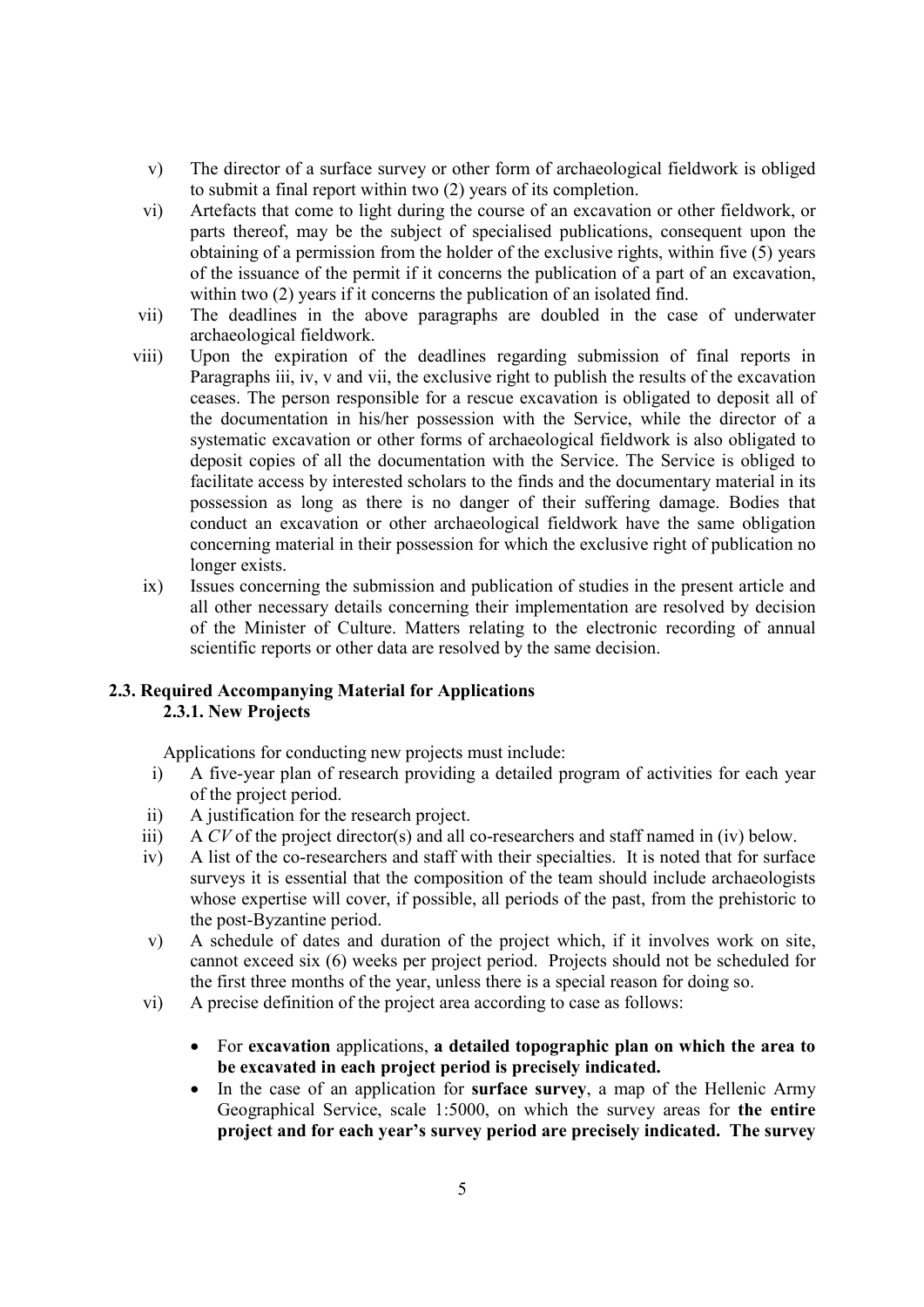v) The director of a surface survey or other form of archaeological fieldwork is obliged to submit a final report within two (2) years of its completion.

vi) Artefacts that come to light during the course of an excavation or other fieldwork, or parts thereof, may be the subject of specialised publications, consequent upon the obtaining of a permission from the holder of the exclusive rights, within five (5) years of the issuance of the permit if it concerns the publication of a part of an excavation, within two (2) years if it concerns the publication of an isolated find.

vii) The deadlines in the above paragraphs are doubled in the case of underwater archaeological fieldwork.

viii) Upon the expiration of the deadlines regarding submission of final reports in Paragraphs iii, iv, v and vii, the exclusive right to publish the results of the excavation ceases. The person responsible for a rescue excavation is obligated to deposit all of the documentation in his/her possession with the Service, while the director of a systematic excavation or other forms of archaeological fieldwork is also obligated to deposit copies of all the documentation with the Service. The Service is obliged to facilitate access by interested scholars to the finds and the documentary material in its possession as long as there is no danger of their suffering damage. Bodies that conduct an excavation or other archaeological fieldwork have the same obligation concerning material in their possession for which the exclusive right of publication no longer exists.

ix) Issues concerning the submission and publication of studies in the present article and all other necessary details concerning their implementation are resolved by decision of the Minister of Culture. Matters relating to the electronic recording of annual scientific reports or other data are resolved by the same decision.

## 2.3. Required Accompanying Material for Applications

### 2.3.1. New Projects

Applications for conducting new projects must include:

i) A five-year plan of research providing a detailed program of activities for each year of the project period.

ii) A justification for the research project.

iii) A *CV* of the project director(s) and all co-researchers and staff named in (iv) below.

iv) A list of the co-researchers and staff with their specialties. It is noted that for surface surveys it is essential that the composition of the team should include archaeologists whose expertise will cover, if possible, all periods of the past, from the prehistoric to the post-Byzantine period.

v) A schedule of dates and duration of the project which, if it involves work on site, cannot exceed six (6) weeks per project period. Projects should not be scheduled for the first three months of the year, unless there is a special reason for doing so.

vi) A precise definition of the project area according to case as follows:

- For **excavation** applications, **a detailed topographic plan on which the area to be excavated in each project period is precisely indicated.**
- In the case of an application for **surface survey**, a map of the Hellenic Army Geographical Service, scale 1:5000, on which the survey areas for **the entire project and for each year's survey period are precisely indicated. The survey**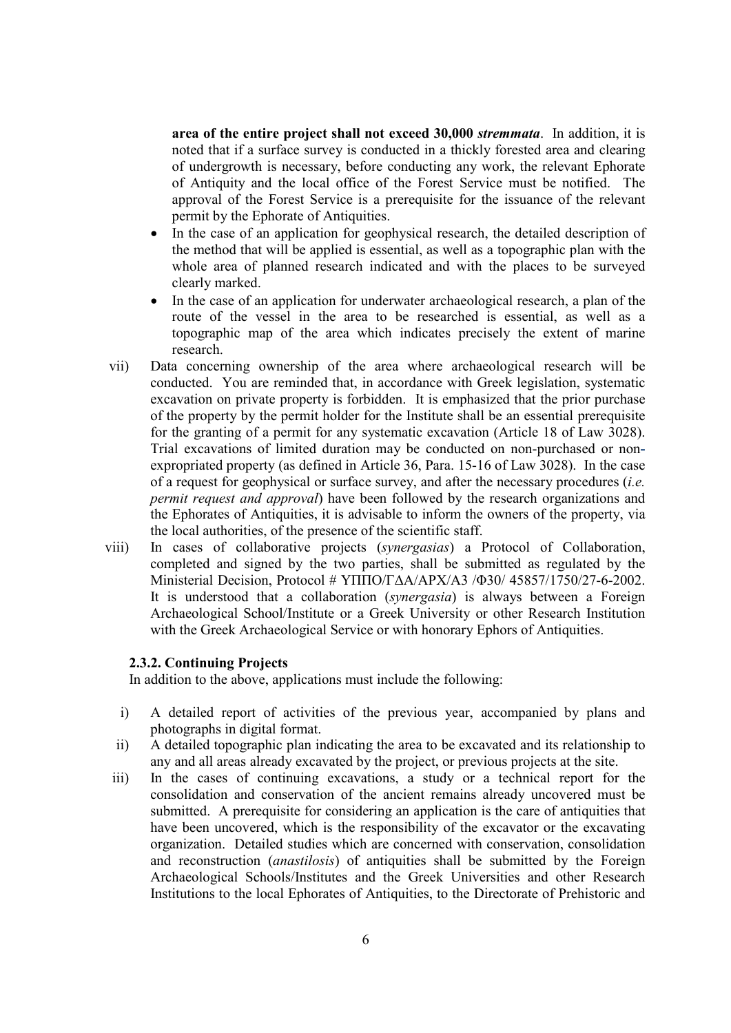**area of the entire project shall not exceed 30,000 *stremmata***. In addition, it is noted that if a surface survey is conducted in a thickly forested area and clearing of undergrowth is necessary, before conducting any work, the relevant Ephorate of Antiquity and the local office of the Forest Service must be notified. The approval of the Forest Service is a prerequisite for the issuance of the relevant permit by the Ephorate of Antiquities.

- In the case of an application for geophysical research, the detailed description of the method that will be applied is essential, as well as a topographic plan with the whole area of planned research indicated and with the places to be surveyed clearly marked.
- In the case of an application for underwater archaeological research, a plan of the route of the vessel in the area to be researched is essential, as well as a topographic map of the area which indicates precisely the extent of marine research.

vii) Data concerning ownership of the area where archaeological research will be conducted. You are reminded that, in accordance with Greek legislation, systematic excavation on private property is forbidden. It is emphasized that the prior purchase of the property by the permit holder for the Institute shall be an essential prerequisite for the granting of a permit for any systematic excavation (Article 18 of Law 3028). Trial excavations of limited duration may be conducted on non-purchased or non-expropriated property (as defined in Article 36, Para. 15-16 of Law 3028). In the case of a request for geophysical or surface survey, and after the necessary procedures (*i.e. permit request and approval*) have been followed by the research organizations and the Ephorates of Antiquities, it is advisable to inform the owners of the property, via the local authorities, of the presence of the scientific staff.

viii) In cases of collaborative projects (*synergasias*) a Protocol of Collaboration, completed and signed by the two parties, shall be submitted as regulated by the Ministerial Decision, Protocol # ΥΠΠΟ/ΓΔΑ/ΑΡΧ/Α3 /Φ30/ 45857/1750/27-6-2002. It is understood that a collaboration (*synergasia*) is always between a Foreign Archaeological School/Institute or a Greek University or other Research Institution with the Greek Archaeological Service or with honorary Ephors of Antiquities.

### 2.3.2. Continuing Projects

In addition to the above, applications must include the following:

i) A detailed report of activities of the previous year, accompanied by plans and photographs in digital format.

ii) A detailed topographic plan indicating the area to be excavated and its relationship to any and all areas already excavated by the project, or previous projects at the site.

iii) In the cases of continuing excavations, a study or a technical report for the consolidation and conservation of the ancient remains already uncovered must be submitted. A prerequisite for considering an application is the care of antiquities that have been uncovered, which is the responsibility of the excavator or the excavating organization. Detailed studies which are concerned with conservation, consolidation and reconstruction (*anastilosis*) of antiquities shall be submitted by the Foreign Archaeological Schools/Institutes and the Greek Universities and other Research Institutions to the local Ephorates of Antiquities, to the Directorate of Prehistoric and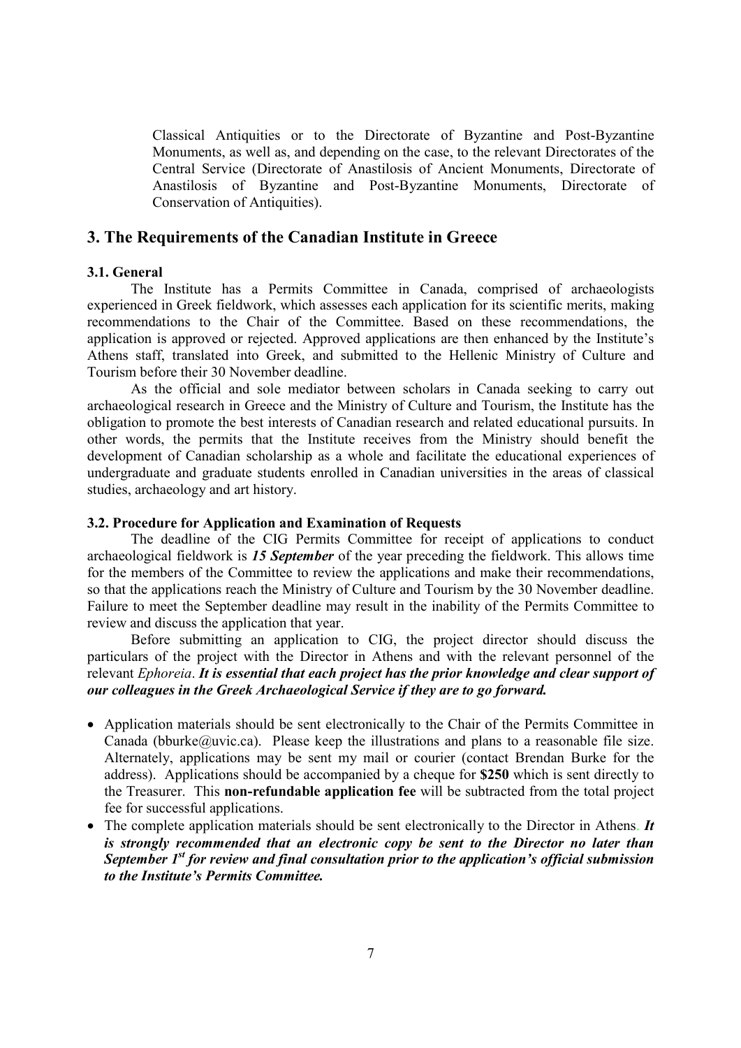Classical Antiquities or to the Directorate of Byzantine and Post-Byzantine Monuments, as well as, and depending on the case, to the relevant Directorates of the Central Service (Directorate of Anastilosis of Ancient Monuments, Directorate of Anastilosis of Byzantine and Post-Byzantine Monuments, Directorate of Conservation of Antiquities).

## 3. The Requirements of the Canadian Institute in Greece

### 3.1. General

The Institute has a Permits Committee in Canada, comprised of archaeologists experienced in Greek fieldwork, which assesses each application for its scientific merits, making recommendations to the Chair of the Committee. Based on these recommendations, the application is approved or rejected. Approved applications are then enhanced by the Institute's Athens staff, translated into Greek, and submitted to the Hellenic Ministry of Culture and Tourism before their 30 November deadline.

As the official and sole mediator between scholars in Canada seeking to carry out archaeological research in Greece and the Ministry of Culture and Tourism, the Institute has the obligation to promote the best interests of Canadian research and related educational pursuits. In other words, the permits that the Institute receives from the Ministry should benefit the development of Canadian scholarship as a whole and facilitate the educational experiences of undergraduate and graduate students enrolled in Canadian universities in the areas of classical studies, archaeology and art history.

### 3.2. Procedure for Application and Examination of Requests

The deadline of the CIG Permits Committee for receipt of applications to conduct archaeological fieldwork is ***15 September*** of the year preceding the fieldwork. This allows time for the members of the Committee to review the applications and make their recommendations, so that the applications reach the Ministry of Culture and Tourism by the 30 November deadline. Failure to meet the September deadline may result in the inability of the Permits Committee to review and discuss the application that year.

Before submitting an application to CIG, the project director should discuss the particulars of the project with the Director in Athens and with the relevant personnel of the relevant *Ephoreia*. ***It is essential that each project has the prior knowledge and clear support of our colleagues in the Greek Archaeological Service if they are to go forward.***

- Application materials should be sent electronically to the Chair of the Permits Committee in Canada (bburke@uvic.ca). Please keep the illustrations and plans to a reasonable file size. Alternately, applications may be sent my mail or courier (contact Brendan Burke for the address). Applications should be accompanied by a cheque for **$250** which is sent directly to the Treasurer. This **non-refundable application fee** will be subtracted from the total project fee for successful applications.
- The complete application materials should be sent electronically to the Director in Athens. ***It is strongly recommended that an electronic copy be sent to the Director no later than September 1st for review and final consultation prior to the application's official submission to the Institute's Permits Committee.***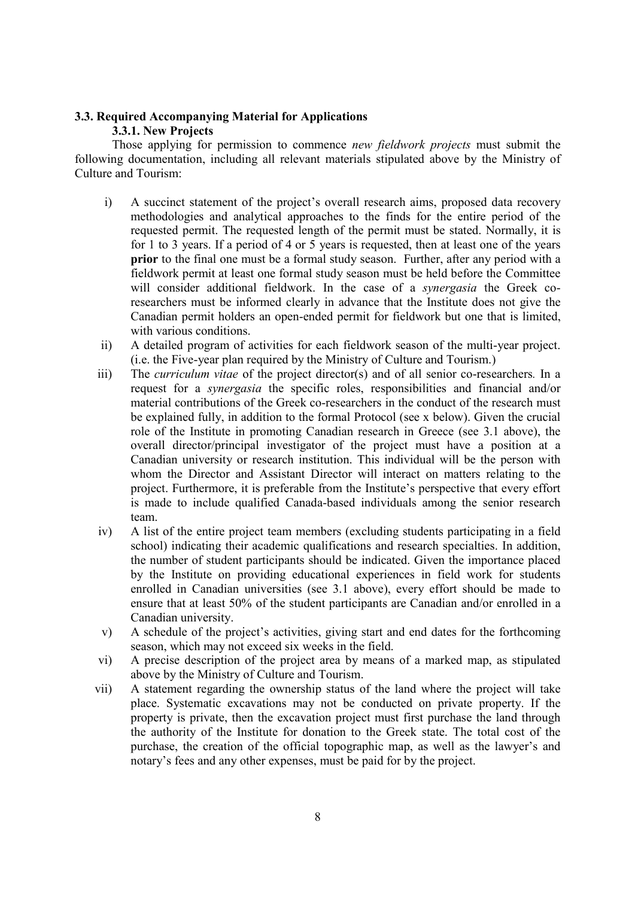### 3.3. Required Accompanying Material for Applications

#### 3.3.1. New Projects

Those applying for permission to commence *new fieldwork projects* must submit the following documentation, including all relevant materials stipulated above by the Ministry of Culture and Tourism:

i) A succinct statement of the project's overall research aims, proposed data recovery methodologies and analytical approaches to the finds for the entire period of the requested permit. The requested length of the permit must be stated. Normally, it is for 1 to 3 years. If a period of 4 or 5 years is requested, then at least one of the years **prior** to the final one must be a formal study season. Further, after any period with a fieldwork permit at least one formal study season must be held before the Committee will consider additional fieldwork. In the case of a *synergasia* the Greek co-researchers must be informed clearly in advance that the Institute does not give the Canadian permit holders an open-ended permit for fieldwork but one that is limited, with various conditions.

ii) A detailed program of activities for each fieldwork season of the multi-year project. (i.e. the Five-year plan required by the Ministry of Culture and Tourism.)

iii) The *curriculum vitae* of the project director(s) and of all senior co-researchers. In a request for a *synergasia* the specific roles, responsibilities and financial and/or material contributions of the Greek co-researchers in the conduct of the research must be explained fully, in addition to the formal Protocol (see x below). Given the crucial role of the Institute in promoting Canadian research in Greece (see 3.1 above), the overall director/principal investigator of the project must have a position at a Canadian university or research institution. This individual will be the person with whom the Director and Assistant Director will interact on matters relating to the project. Furthermore, it is preferable from the Institute's perspective that every effort is made to include qualified Canada-based individuals among the senior research team.

iv) A list of the entire project team members (excluding students participating in a field school) indicating their academic qualifications and research specialties. In addition, the number of student participants should be indicated. Given the importance placed by the Institute on providing educational experiences in field work for students enrolled in Canadian universities (see 3.1 above), every effort should be made to ensure that at least 50% of the student participants are Canadian and/or enrolled in a Canadian university.

v) A schedule of the project's activities, giving start and end dates for the forthcoming season, which may not exceed six weeks in the field.

vi) A precise description of the project area by means of a marked map, as stipulated above by the Ministry of Culture and Tourism.

vii) A statement regarding the ownership status of the land where the project will take place. Systematic excavations may not be conducted on private property. If the property is private, then the excavation project must first purchase the land through the authority of the Institute for donation to the Greek state. The total cost of the purchase, the creation of the official topographic map, as well as the lawyer's and notary's fees and any other expenses, must be paid for by the project.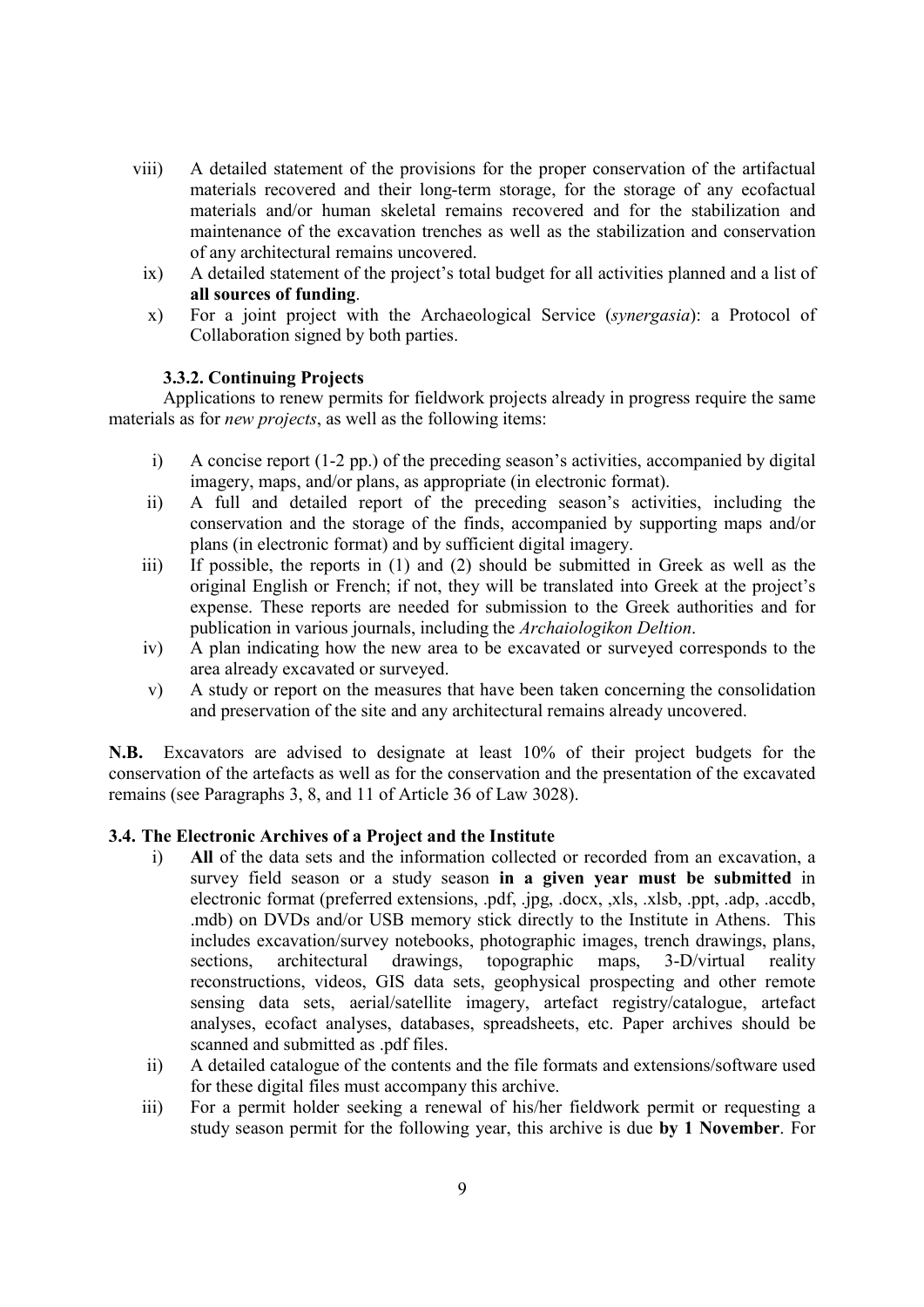viii) A detailed statement of the provisions for the proper conservation of the artifactual materials recovered and their long-term storage, for the storage of any ecofactual materials and/or human skeletal remains recovered and for the stabilization and maintenance of the excavation trenches as well as the stabilization and conservation of any architectural remains uncovered.

ix) A detailed statement of the project's total budget for all activities planned and a list of **all sources of funding**.

x) For a joint project with the Archaeological Service (*synergasia*): a Protocol of Collaboration signed by both parties.

### 3.3.2. Continuing Projects

Applications to renew permits for fieldwork projects already in progress require the same materials as for *new projects*, as well as the following items:

i) A concise report (1-2 pp.) of the preceding season's activities, accompanied by digital imagery, maps, and/or plans, as appropriate (in electronic format).

ii) A full and detailed report of the preceding season's activities, including the conservation and the storage of the finds, accompanied by supporting maps and/or plans (in electronic format) and by sufficient digital imagery.

iii) If possible, the reports in (1) and (2) should be submitted in Greek as well as the original English or French; if not, they will be translated into Greek at the project's expense. These reports are needed for submission to the Greek authorities and for publication in various journals, including the *Archaiologikon Deltion*.

iv) A plan indicating how the new area to be excavated or surveyed corresponds to the area already excavated or surveyed.

v) A study or report on the measures that have been taken concerning the consolidation and preservation of the site and any architectural remains already uncovered.

**N.B.** Excavators are advised to designate at least 10% of their project budgets for the conservation of the artefacts as well as for the conservation and the presentation of the excavated remains (see Paragraphs 3, 8, and 11 of Article 36 of Law 3028).

## 3.4. The Electronic Archives of a Project and the Institute

i) **All** of the data sets and the information collected or recorded from an excavation, a survey field season or a study season **in a given year must be submitted** in electronic format (preferred extensions, .pdf, .jpg, .docx, ,xls, .xlsb, .ppt, .adp, .accdb, .mdb) on DVDs and/or USB memory stick directly to the Institute in Athens. This includes excavation/survey notebooks, photographic images, trench drawings, plans, sections, architectural drawings, topographic maps, 3-D/virtual reality reconstructions, videos, GIS data sets, geophysical prospecting and other remote sensing data sets, aerial/satellite imagery, artefact registry/catalogue, artefact analyses, ecofact analyses, databases, spreadsheets, etc. Paper archives should be scanned and submitted as .pdf files.

ii) A detailed catalogue of the contents and the file formats and extensions/software used for these digital files must accompany this archive.

iii) For a permit holder seeking a renewal of his/her fieldwork permit or requesting a study season permit for the following year, this archive is due **by 1 November**. For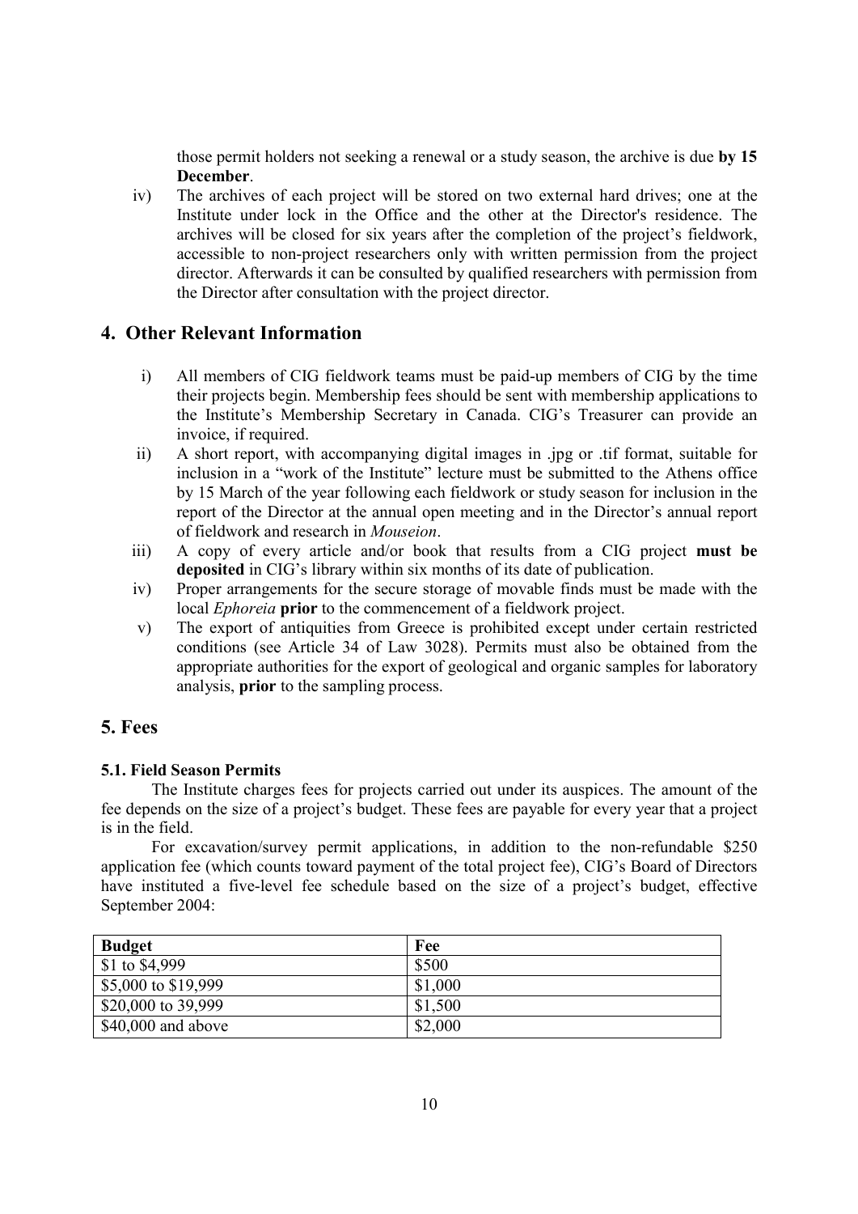those permit holders not seeking a renewal or a study season, the archive is due **by 15 December**.

iv) The archives of each project will be stored on two external hard drives; one at the Institute under lock in the Office and the other at the Director's residence. The archives will be closed for six years after the completion of the project's fieldwork, accessible to non-project researchers only with written permission from the project director. Afterwards it can be consulted by qualified researchers with permission from the Director after consultation with the project director.

## 4. Other Relevant Information

i) All members of CIG fieldwork teams must be paid-up members of CIG by the time their projects begin. Membership fees should be sent with membership applications to the Institute's Membership Secretary in Canada. CIG's Treasurer can provide an invoice, if required.

ii) A short report, with accompanying digital images in .jpg or .tif format, suitable for inclusion in a "work of the Institute" lecture must be submitted to the Athens office by 15 March of the year following each fieldwork or study season for inclusion in the report of the Director at the annual open meeting and in the Director's annual report of fieldwork and research in *Mouseion*.

iii) A copy of every article and/or book that results from a CIG project **must be deposited** in CIG's library within six months of its date of publication.

iv) Proper arrangements for the secure storage of movable finds must be made with the local *Ephoreia* **prior** to the commencement of a fieldwork project.

v) The export of antiquities from Greece is prohibited except under certain restricted conditions (see Article 34 of Law 3028). Permits must also be obtained from the appropriate authorities for the export of geological and organic samples for laboratory analysis, **prior** to the sampling process.

## 5. Fees

### 5.1. Field Season Permits

The Institute charges fees for projects carried out under its auspices. The amount of the fee depends on the size of a project's budget. These fees are payable for every year that a project is in the field.

For excavation/survey permit applications, in addition to the non-refundable $250 application fee (which counts toward payment of the total project fee), CIG's Board of Directors have instituted a five-level fee schedule based on the size of a project's budget, effective September 2004:

| Budget | Fee |
|---|---|
| $1 to $4,999 | $500 |
| $5,000 to $19,999 | $1,000 |
| $20,000 to 39,999 | $1,500 |
| $40,000 and above | $2,000 |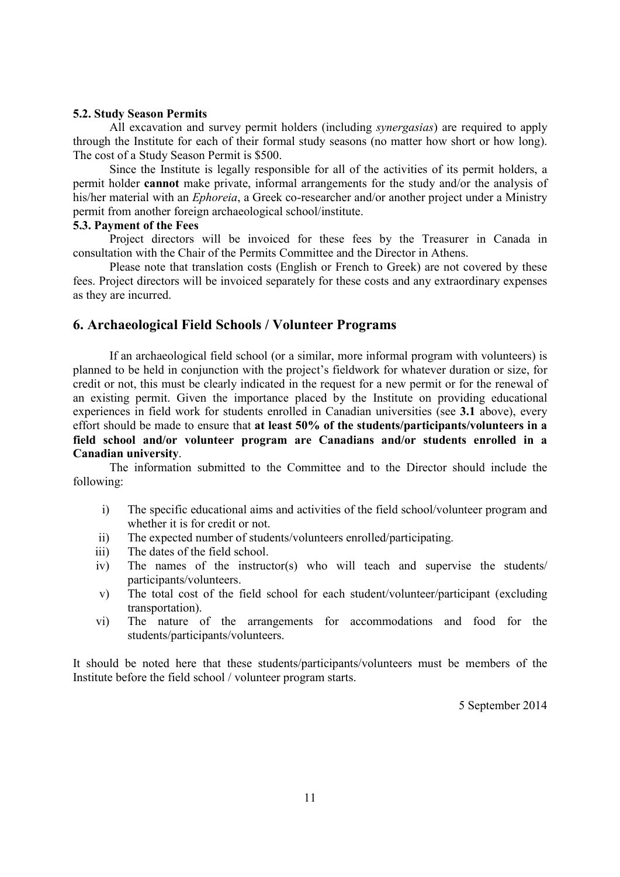### 5.2. Study Season Permits

All excavation and survey permit holders (including *synergasias*) are required to apply through the Institute for each of their formal study seasons (no matter how short or how long). The cost of a Study Season Permit is $500.

Since the Institute is legally responsible for all of the activities of its permit holders, a permit holder **cannot** make private, informal arrangements for the study and/or the analysis of his/her material with an *Ephoreia*, a Greek co-researcher and/or another project under a Ministry permit from another foreign archaeological school/institute.

### 5.3. Payment of the Fees

Project directors will be invoiced for these fees by the Treasurer in Canada in consultation with the Chair of the Permits Committee and the Director in Athens.

Please note that translation costs (English or French to Greek) are not covered by these fees. Project directors will be invoiced separately for these costs and any extraordinary expenses as they are incurred.

## 6. Archaeological Field Schools / Volunteer Programs

If an archaeological field school (or a similar, more informal program with volunteers) is planned to be held in conjunction with the project's fieldwork for whatever duration or size, for credit or not, this must be clearly indicated in the request for a new permit or for the renewal of an existing permit. Given the importance placed by the Institute on providing educational experiences in field work for students enrolled in Canadian universities (see **3.1** above), every effort should be made to ensure that **at least 50% of the students/participants/volunteers in a field school and/or volunteer program are Canadians and/or students enrolled in a Canadian university**.

The information submitted to the Committee and to the Director should include the following:

i) The specific educational aims and activities of the field school/volunteer program and whether it is for credit or not.
ii) The expected number of students/volunteers enrolled/participating.
iii) The dates of the field school.
iv) The names of the instructor(s) who will teach and supervise the students/ participants/volunteers.
v) The total cost of the field school for each student/volunteer/participant (excluding transportation).
vi) The nature of the arrangements for accommodations and food for the students/participants/volunteers.

It should be noted here that these students/participants/volunteers must be members of the Institute before the field school / volunteer program starts.

5 September 2014